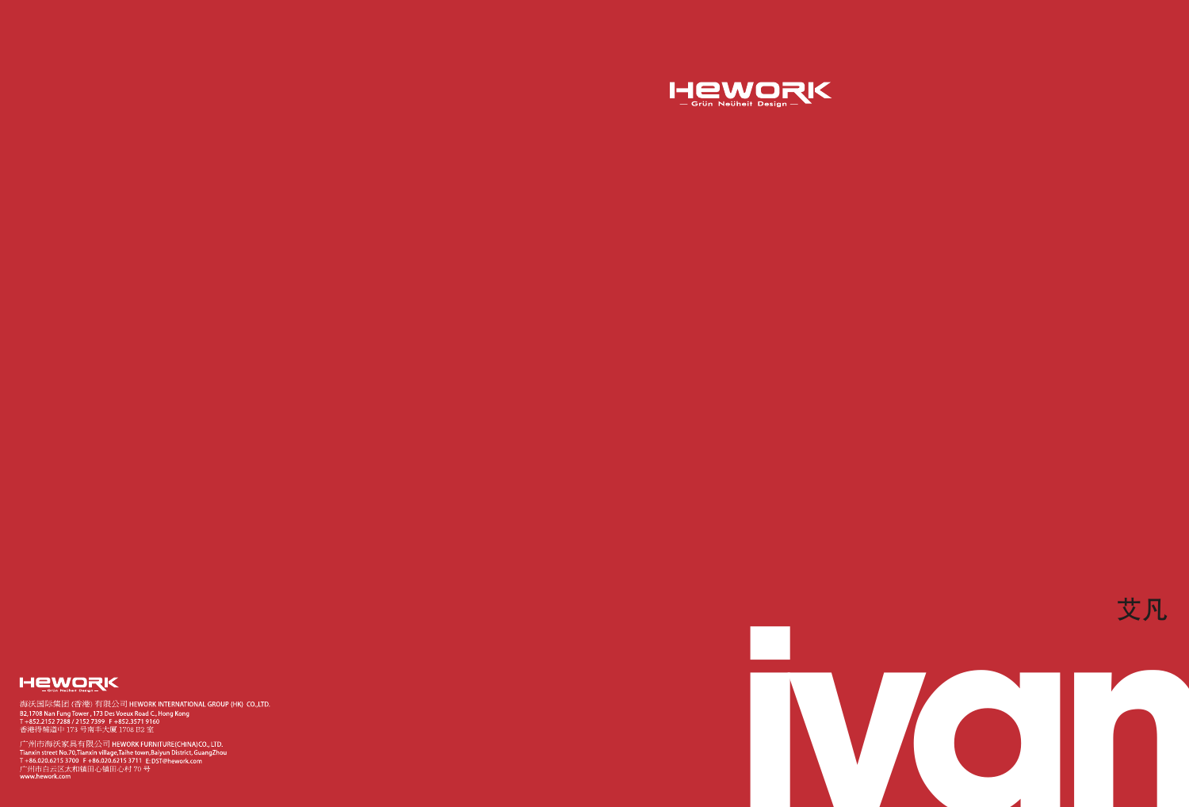HEWORK

— Grün Neüheit Design —

艾凡

# ivan

HEWORK

— Grün Neüheit Design —

海沃国际集团（香港）有限公司 HEWORK INTERNATIONAL GROUP (HK) CO.,LTD.
B2,1708 Nan Fung Tower , 173 Des Voeux Road C., Hong Kong
T +852.2152 7288 / 2152 7399 F +852.3571 9160
香港德辅道中 173 号南丰大厦 1708 B2 室

广州市海沃家具有限公司 HEWORK FURNITURE(CHINA)CO., LTD.
Tianxin street No.70,Tianxin village,Taihe town,Baiyun District, GuangZhou
T +86.020.6215 3700 F +86.020.6215 3711 E:DST@hework.com
广州市白云区太和镇田心镇田心村 70 号
www.hework.com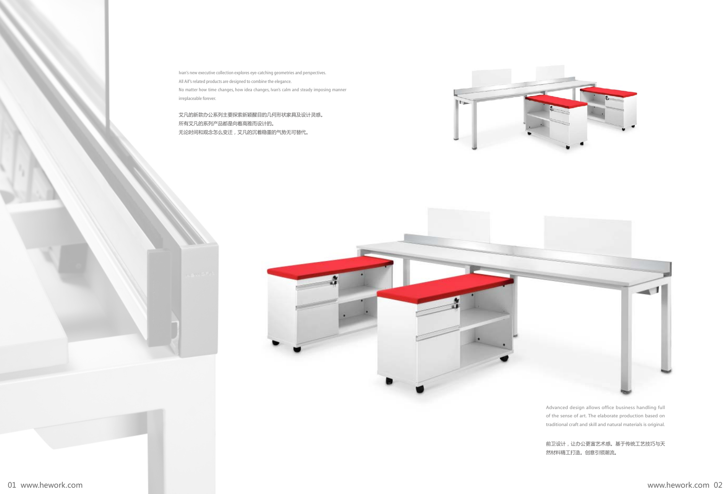Ivan's new executive collection explores eye-catching geometries and perspectives.
All Aif's related products are designed to combine the elegance.
No matter how time changes, how idea changes, Ivan's calm and steady imposing manner irreplaceable forever.

艾凡的新款办公系列主要探索新颖醒目的几何形状家具及设计灵感。
所有艾凡的系列产品都是向着高雅而设计的。
无论时间和观念怎么变迁，艾凡的沉着稳重的气势无可替代。

Advanced design allows office business handling full of the sense of art. The elaborate production based on traditional craft and skill and natural materials is original.

前卫设计，让办公更富艺术感。基于传统工艺技巧与天然材料精工打造。创意引领潮流。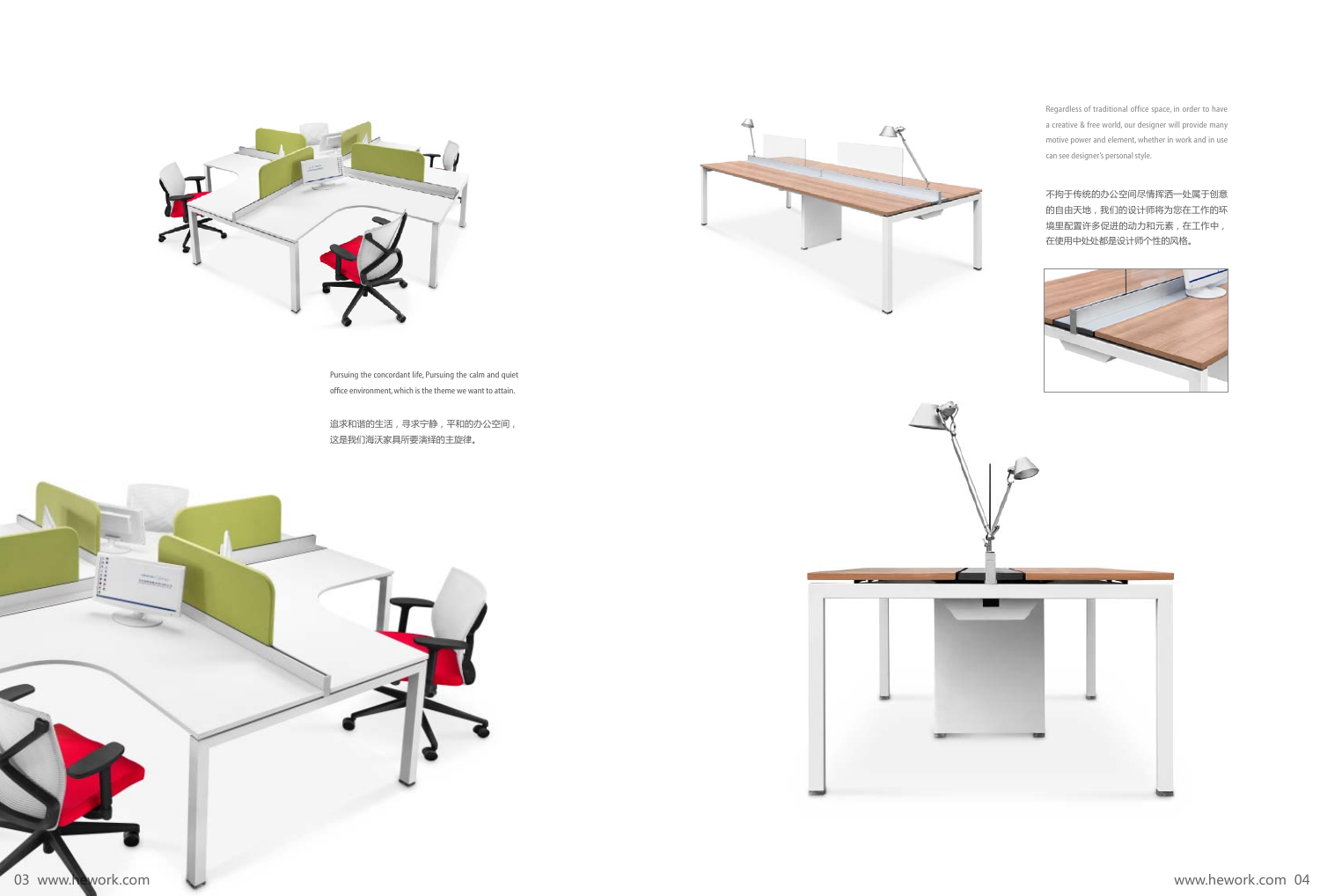Pursuing the concordant life, Pursuing the calm and quiet office environment, which is the theme we want to attain.

追求和谐的生活，寻求宁静，平和的办公空间，这是我们海沃家具所要演绎的主旋律。

Regardless of traditional office space, in order to have a creative & free world, our designer will provide many motive power and element, whether in work and in use can see designer's personal style.

不拘于传统的办公空间尽情挥洒一处属于创意的自由天地，我们的设计师将为您在工作的环境里配置许多促进的动力和元素，在工作中，在使用中处处都是设计师个性的风格。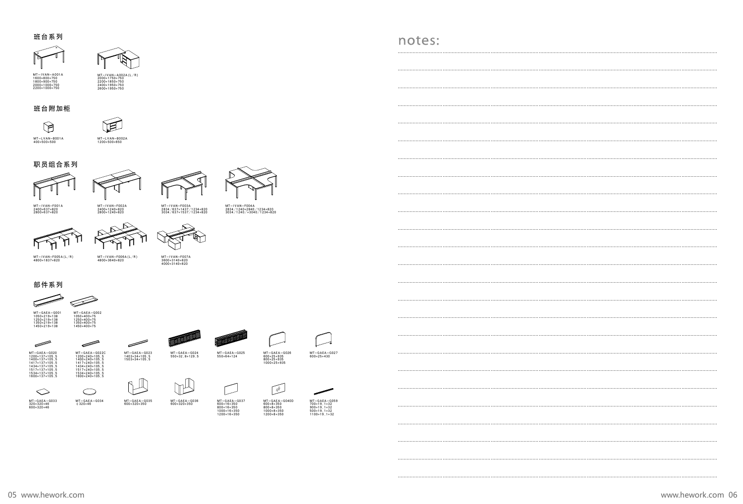## 班台系列

MT—IVAN—A001A
1600×800×750
1800×900×750
2000×1000×750
2200×1000×750

MT—IVAN—A002A(L/R)
2000×1750×750
2200×1850×750
2400×1950×750
2600×1950×750

## 班台附加柜

MT—LVAN—B001A
400×500×500

MT—LVAN—B002A
1200×500×650

## 职员组合系列

MT—IVAN—F001A
2400×637×820
2800×637×820

MT—IVAN—F002A
2400×1240×820
2800×1240×820

MT—IVAN—F003A
2834/637×1437/1234×820
3034/637×1537/1234×820

MT—IVAN—F004A
2834/1240×2840/1234×820
3034/1240/×3040/1234×820

MT—IVAN—F005A(L/R)
4800×1837×820

MT—IVAN—F006A(L/R)
4800×3640×820

MT—IVAN—F007A
3600×3140×820
4000×3140×820

## 部件系列

MT—GAEA—G001
1050×219×138
1250×219×138
1350×219×138
1450×219×138

MT—GAEA—G002
1050×400×75
1250×400×75
1350×400×75
1450×400×75

MT—GAEA—G020
1200×137×105.5
1400×137×105.5
1417×137×105.5
1434×137×105.5
1517×137×105.5
1534×137×105.5
1600×137×105.5

MT—GAEA—G022C
1200×240×105.5
1400×240×105.5
1417×240×105.5
1434×240×105.5
1517×240×105.5
1534×240×105.5
1600×240×105.5

MT—GAEA—G023
1403×34×105.5
1503×34×105.5

MT—GAEA—G024
550×32.8×129.5

MT—GAEA—G025
550×64×124

MT—GAEA—G026
600×25×935
800×25×935
1000×25×935

MT—GAEA—G027
600×25×430

MT—GAEA—G033
320×320×46
600×320×46

MT—GAEA—G034
c 320×46

MT—GAEA—G035
600×320×350

MT—GAEA—G036
600×320×350

MT—GAEA—G037
600×16×350
800×16×350
1000×16×350
1200×16×350

MT—GAEA—G040D
600×8×350
800×8×350
1000×8×350
1200×8×350

MT—GAEA—G059
700×19.1×32
900×19.1×32
500×19.1×32
1100×19.1×32

notes: